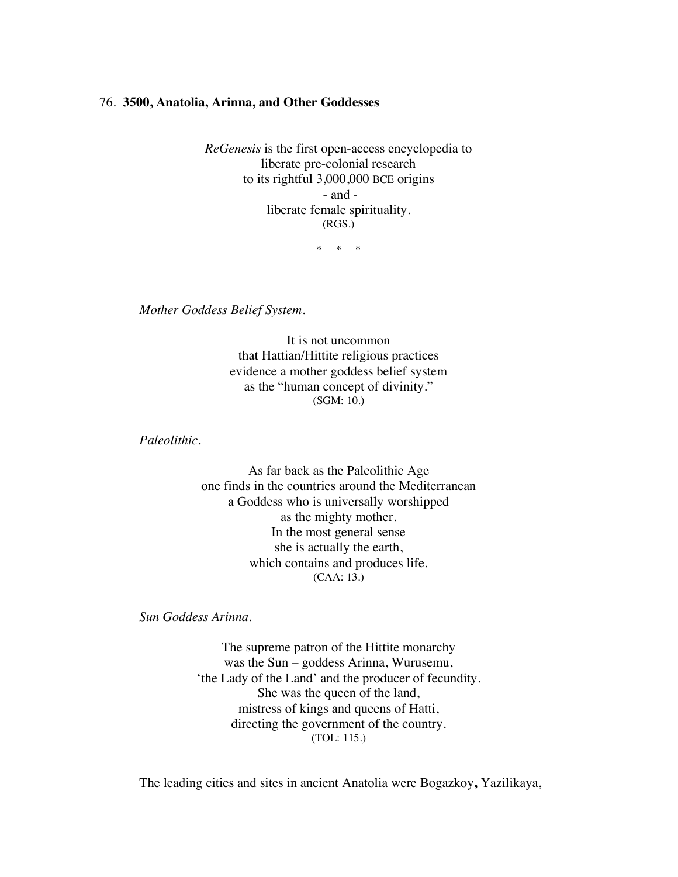76. **3500, Anatolia, Arinna, and Other Goddesses**

*ReGenesis* is the first open-access encyclopedia to
liberate pre-colonial research
to its rightful 3,000,000 BCE origins
\- and -
liberate female spirituality.
(RGS.)

\* \* \*

*Mother Goddess Belief System.*

It is not uncommon
that Hattian/Hittite religious practices
evidence a mother goddess belief system
as the "human concept of divinity."
(SGM: 10.)

*Paleolithic.*

As far back as the Paleolithic Age
one finds in the countries around the Mediterranean
a Goddess who is universally worshipped
as the mighty mother.
In the most general sense
she is actually the earth,
which contains and produces life.
(CAA: 13.)

*Sun Goddess Arinna.*

The supreme patron of the Hittite monarchy
was the Sun – goddess Arinna, Wurusemu,
'the Lady of the Land' and the producer of fecundity.
She was the queen of the land,
mistress of kings and queens of Hatti,
directing the government of the country.
(TOL: 115.)

The leading cities and sites in ancient Anatolia were Bogazkoy**,** Yazilikaya,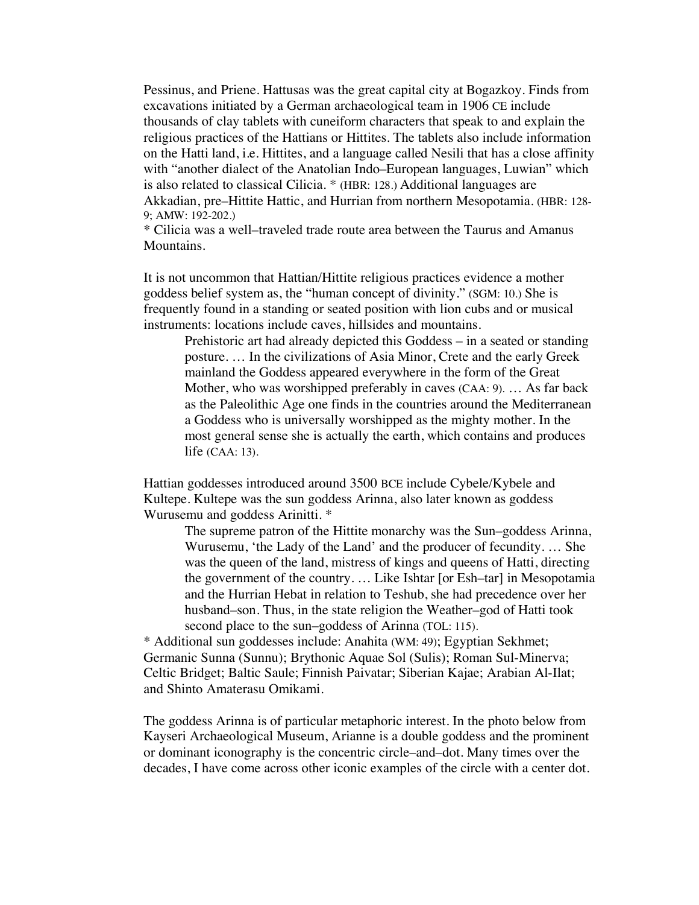Pessinus, and Priene. Hattusas was the great capital city at Bogazkoy. Finds from excavations initiated by a German archaeological team in 1906 CE include thousands of clay tablets with cuneiform characters that speak to and explain the religious practices of the Hattians or Hittites. The tablets also include information on the Hatti land, i.e. Hittites, and a language called Nesili that has a close affinity with "another dialect of the Anatolian Indo–European languages, Luwian" which is also related to classical Cilicia. * (HBR: 128.) Additional languages are Akkadian, pre–Hittite Hattic, and Hurrian from northern Mesopotamia. (HBR: 128-9; AMW: 192-202.)

* Cilicia was a well–traveled trade route area between the Taurus and Amanus Mountains.

It is not uncommon that Hattian/Hittite religious practices evidence a mother goddess belief system as, the "human concept of divinity." (SGM: 10.) She is frequently found in a standing or seated position with lion cubs and or musical instruments: locations include caves, hillsides and mountains.

> Prehistoric art had already depicted this Goddess – in a seated or standing posture. … In the civilizations of Asia Minor, Crete and the early Greek mainland the Goddess appeared everywhere in the form of the Great Mother, who was worshipped preferably in caves (CAA: 9). … As far back as the Paleolithic Age one finds in the countries around the Mediterranean a Goddess who is universally worshipped as the mighty mother. In the most general sense she is actually the earth, which contains and produces life (CAA: 13).

Hattian goddesses introduced around 3500 BCE include Cybele/Kybele and Kultepe. Kultepe was the sun goddess Arinna, also later known as goddess Wurusemu and goddess Arinitti. *

> The supreme patron of the Hittite monarchy was the Sun–goddess Arinna, Wurusemu, 'the Lady of the Land' and the producer of fecundity. … She was the queen of the land, mistress of kings and queens of Hatti, directing the government of the country. … Like Ishtar [or Esh–tar] in Mesopotamia and the Hurrian Hebat in relation to Teshub, she had precedence over her husband–son. Thus, in the state religion the Weather–god of Hatti took second place to the sun–goddess of Arinna (TOL: 115).

* Additional sun goddesses include: Anahita (WM: 49); Egyptian Sekhmet; Germanic Sunna (Sunnu); Brythonic Aquae Sol (Sulis); Roman Sul-Minerva; Celtic Bridget; Baltic Saule; Finnish Paivatar; Siberian Kajae; Arabian Al-Ilat; and Shinto Amaterasu Omikami.

The goddess Arinna is of particular metaphoric interest. In the photo below from Kayseri Archaeological Museum, Arianne is a double goddess and the prominent or dominant iconography is the concentric circle–and–dot. Many times over the decades, I have come across other iconic examples of the circle with a center dot.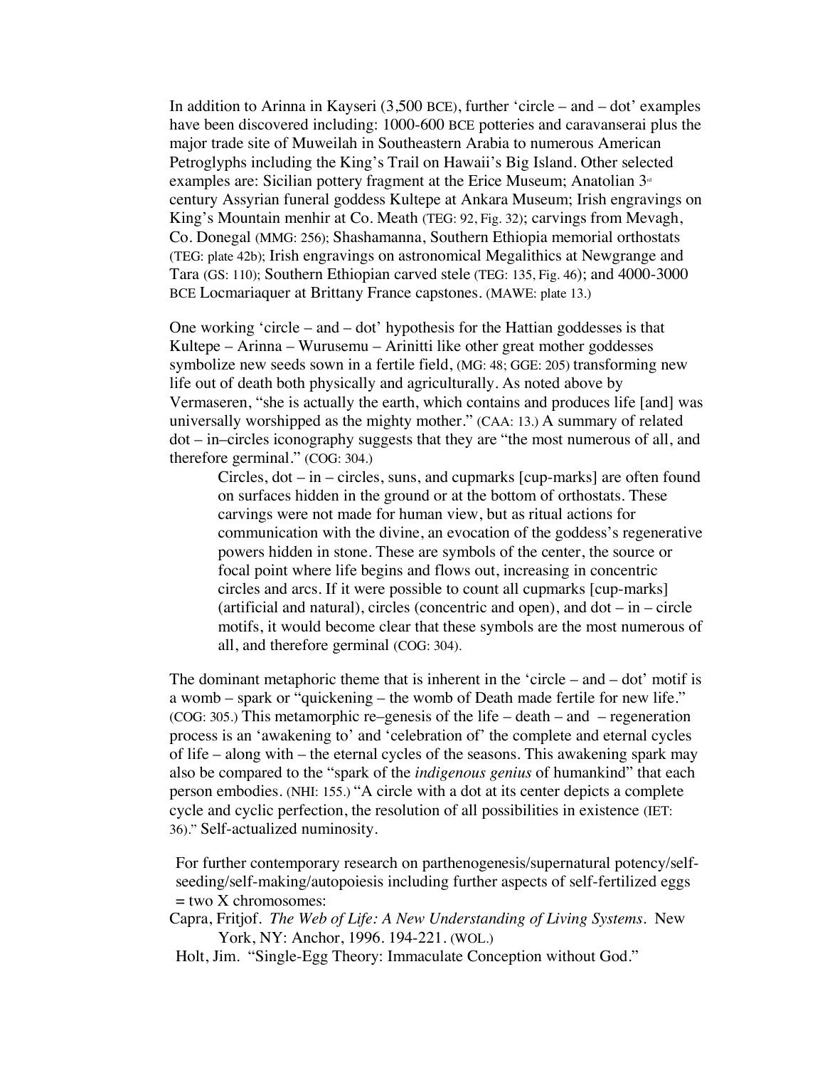In addition to Arinna in Kayseri (3,500 BCE), further 'circle – and – dot' examples have been discovered including: 1000-600 BCE potteries and caravanserai plus the major trade site of Muweilah in Southeastern Arabia to numerous American Petroglyphs including the King's Trail on Hawaii's Big Island. Other selected examples are: Sicilian pottery fragment at the Erice Museum; Anatolian 3rd century Assyrian funeral goddess Kultepe at Ankara Museum; Irish engravings on King's Mountain menhir at Co. Meath (TEG: 92, Fig. 32); carvings from Mevagh, Co. Donegal (MMG: 256); Shashamanna, Southern Ethiopia memorial orthostats (TEG: plate 42b); Irish engravings on astronomical Megalithics at Newgrange and Tara (GS: 110); Southern Ethiopian carved stele (TEG: 135, Fig. 46); and 4000-3000 BCE Locmariaquer at Brittany France capstones. (MAWE: plate 13.)

One working 'circle – and – dot' hypothesis for the Hattian goddesses is that Kultepe – Arinna – Wurusemu – Arinitti like other great mother goddesses symbolize new seeds sown in a fertile field, (MG: 48; GGE: 205) transforming new life out of death both physically and agriculturally. As noted above by Vermaseren, "she is actually the earth, which contains and produces life [and] was universally worshipped as the mighty mother." (CAA: 13.) A summary of related dot – in–circles iconography suggests that they are "the most numerous of all, and therefore germinal." (COG: 304.)

> Circles, dot – in – circles, suns, and cupmarks [cup-marks] are often found on surfaces hidden in the ground or at the bottom of orthostats. These carvings were not made for human view, but as ritual actions for communication with the divine, an evocation of the goddess's regenerative powers hidden in stone. These are symbols of the center, the source or focal point where life begins and flows out, increasing in concentric circles and arcs. If it were possible to count all cupmarks [cup-marks] (artificial and natural), circles (concentric and open), and dot – in – circle motifs, it would become clear that these symbols are the most numerous of all, and therefore germinal (COG: 304).

The dominant metaphoric theme that is inherent in the 'circle – and – dot' motif is a womb – spark or "quickening – the womb of Death made fertile for new life." (COG: 305.) This metamorphic re–genesis of the life – death – and – regeneration process is an 'awakening to' and 'celebration of' the complete and eternal cycles of life – along with – the eternal cycles of the seasons. This awakening spark may also be compared to the "spark of the *indigenous genius* of humankind" that each person embodies. (NHI: 155.) "A circle with a dot at its center depicts a complete cycle and cyclic perfection, the resolution of all possibilities in existence (IET: 36)." Self-actualized numinosity.

For further contemporary research on parthenogenesis/supernatural potency/self-seeding/self-making/autopoiesis including further aspects of self-fertilized eggs = two X chromosomes:

Capra, Fritjof. *The Web of Life: A New Understanding of Living Systems*. New York, NY: Anchor, 1996. 194-221. (WOL.)

Holt, Jim. "Single-Egg Theory: Immaculate Conception without God."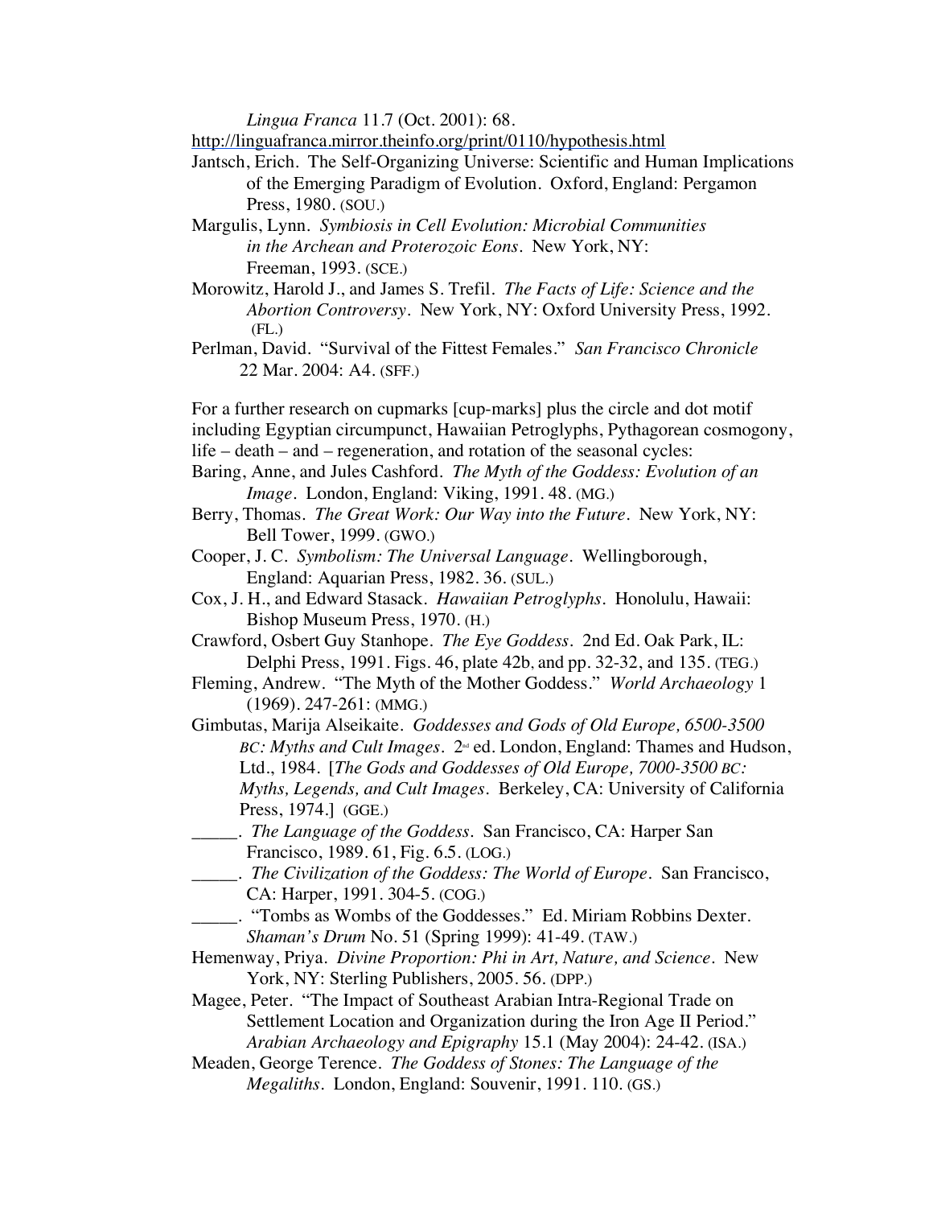*Lingua Franca* 11.7 (Oct. 2001): 68.
http://linguafranca.mirror.theinfo.org/print/0110/hypothesis.html

Jantsch, Erich. The Self-Organizing Universe: Scientific and Human Implications of the Emerging Paradigm of Evolution. Oxford, England: Pergamon Press, 1980. (SOU.)

Margulis, Lynn. *Symbiosis in Cell Evolution: Microbial Communities in the Archean and Proterozoic Eons*. New York, NY: Freeman, 1993. (SCE.)

Morowitz, Harold J., and James S. Trefil. *The Facts of Life: Science and the Abortion Controversy*. New York, NY: Oxford University Press, 1992. (FL.)

Perlman, David. "Survival of the Fittest Females." *San Francisco Chronicle* 22 Mar. 2004: A4. (SFF.)

For a further research on cupmarks [cup-marks] plus the circle and dot motif including Egyptian circumpunct, Hawaiian Petroglyphs, Pythagorean cosmogony, life – death – and – regeneration, and rotation of the seasonal cycles:

Baring, Anne, and Jules Cashford. *The Myth of the Goddess: Evolution of an Image*. London, England: Viking, 1991. 48. (MG.)

Berry, Thomas. *The Great Work: Our Way into the Future*. New York, NY: Bell Tower, 1999. (GWO.)

Cooper, J. C. *Symbolism: The Universal Language*. Wellingborough, England: Aquarian Press, 1982. 36. (SUL.)

Cox, J. H., and Edward Stasack. *Hawaiian Petroglyphs*. Honolulu, Hawaii: Bishop Museum Press, 1970. (H.)

Crawford, Osbert Guy Stanhope. *The Eye Goddess*. 2nd Ed. Oak Park, IL: Delphi Press, 1991. Figs. 46, plate 42b, and pp. 32-32, and 135. (TEG.)

Fleming, Andrew. "The Myth of the Mother Goddess." *World Archaeology* 1 (1969). 247-261: (MMG.)

Gimbutas, Marija Alseikaite. *Goddesses and Gods of Old Europe, 6500-3500 BC: Myths and Cult Images*. 2nd ed. London, England: Thames and Hudson, Ltd., 1984. [*The Gods and Goddesses of Old Europe, 7000-3500 BC: Myths, Legends, and Cult Images*. Berkeley, CA: University of California Press, 1974.] (GGE.)

\_\_\_\_\_. *The Language of the Goddess*. San Francisco, CA: Harper San Francisco, 1989. 61, Fig. 6.5. (LOG.)

\_\_\_\_\_. *The Civilization of the Goddess: The World of Europe*. San Francisco, CA: Harper, 1991. 304-5. (COG.)

\_\_\_\_\_. "Tombs as Wombs of the Goddesses." Ed. Miriam Robbins Dexter. *Shaman's Drum* No. 51 (Spring 1999): 41-49. (TAW.)

Hemenway, Priya. *Divine Proportion: Phi in Art, Nature, and Science*. New York, NY: Sterling Publishers, 2005. 56. (DPP.)

Magee, Peter. "The Impact of Southeast Arabian Intra-Regional Trade on Settlement Location and Organization during the Iron Age II Period." *Arabian Archaeology and Epigraphy* 15.1 (May 2004): 24-42. (ISA.)

Meaden, George Terence. *The Goddess of Stones: The Language of the Megaliths*. London, England: Souvenir, 1991. 110. (GS.)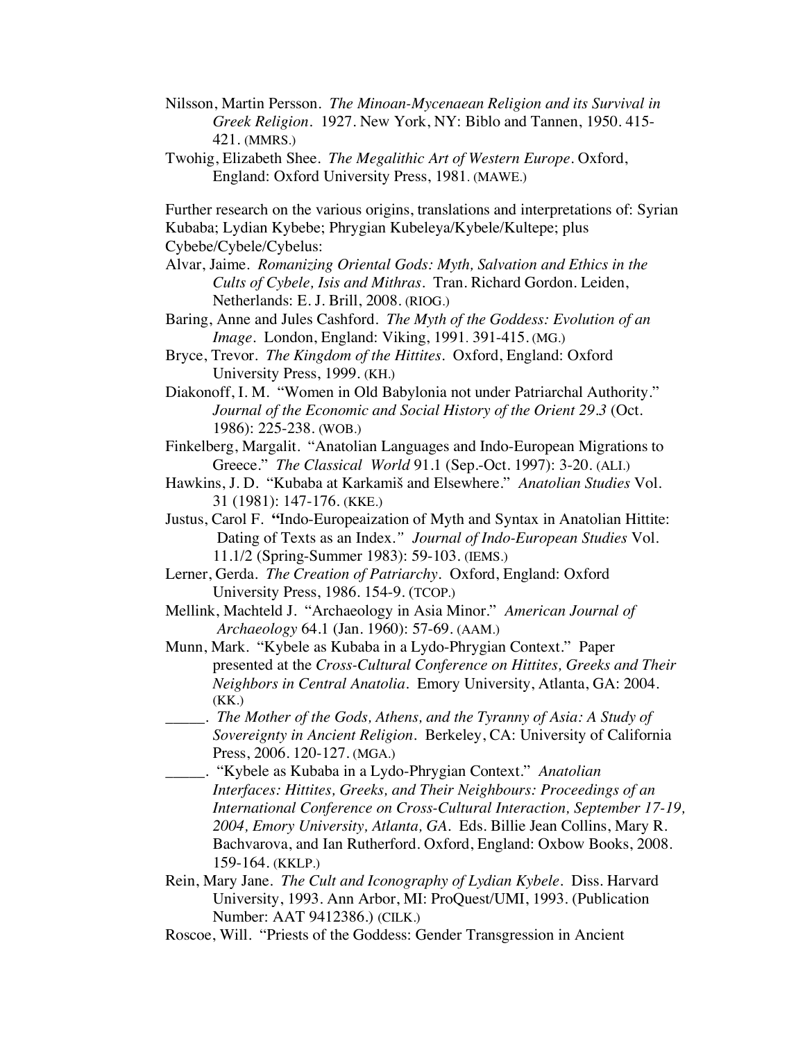Nilsson, Martin Persson. *The Minoan-Mycenaean Religion and its Survival in Greek Religion*. 1927. New York, NY: Biblo and Tannen, 1950. 415-421. (MMRS.)

Twohig, Elizabeth Shee. *The Megalithic Art of Western Europe*. Oxford, England: Oxford University Press, 1981. (MAWE.)

Further research on the various origins, translations and interpretations of: Syrian Kubaba; Lydian Kybebe; Phrygian Kubeleya/Kybele/Kultepe; plus Cybebe/Cybele/Cybelus:

Alvar, Jaime. *Romanizing Oriental Gods: Myth, Salvation and Ethics in the Cults of Cybele, Isis and Mithras*. Tran. Richard Gordon. Leiden, Netherlands: E. J. Brill, 2008. (RIOG.)

Baring, Anne and Jules Cashford. *The Myth of the Goddess: Evolution of an Image*. London, England: Viking, 1991. 391-415. (MG.)

Bryce, Trevor. *The Kingdom of the Hittites*. Oxford, England: Oxford University Press, 1999. (KH.)

Diakonoff, I. M. "Women in Old Babylonia not under Patriarchal Authority." *Journal of the Economic and Social History of the Orient 29.3* (Oct. 1986): 225-238. (WOB.)

Finkelberg, Margalit. "Anatolian Languages and Indo-European Migrations to Greece." *The Classical World* 91.1 (Sep.-Oct. 1997): 3-20. (ALI.)

Hawkins, J. D. "Kubaba at Karkamiš and Elsewhere." *Anatolian Studies* Vol. 31 (1981): 147-176. (KKE.)

Justus, Carol F. **"**Indo-Europeaization of Myth and Syntax in Anatolian Hittite: Dating of Texts as an Index.*" Journal of Indo-European Studies* Vol. 11.1/2 (Spring-Summer 1983): 59-103. (IEMS.)

Lerner, Gerda. *The Creation of Patriarchy*. Oxford, England: Oxford University Press, 1986. 154-9. (TCOP.)

Mellink, Machteld J. "Archaeology in Asia Minor." *American Journal of Archaeology* 64.1 (Jan. 1960): 57-69. (AAM.)

Munn, Mark. "Kybele as Kubaba in a Lydo-Phrygian Context." Paper presented at the *Cross-Cultural Conference on Hittites, Greeks and Their Neighbors in Central Anatolia*. Emory University, Atlanta, GA: 2004. (KK.)

_____. *The Mother of the Gods, Athens, and the Tyranny of Asia: A Study of Sovereignty in Ancient Religion*. Berkeley, CA: University of California Press, 2006. 120-127. (MGA.)

_____. "Kybele as Kubaba in a Lydo-Phrygian Context." *Anatolian Interfaces: Hittites, Greeks, and Their Neighbours: Proceedings of an International Conference on Cross-Cultural Interaction, September 17-19, 2004, Emory University, Atlanta, GA*. Eds. Billie Jean Collins, Mary R. Bachvarova, and Ian Rutherford. Oxford, England: Oxbow Books, 2008. 159-164. (KKLP.)

Rein, Mary Jane. *The Cult and Iconography of Lydian Kybele*. Diss. Harvard University, 1993. Ann Arbor, MI: ProQuest/UMI, 1993. (Publication Number: AAT 9412386.) (CILK.)

Roscoe, Will. "Priests of the Goddess: Gender Transgression in Ancient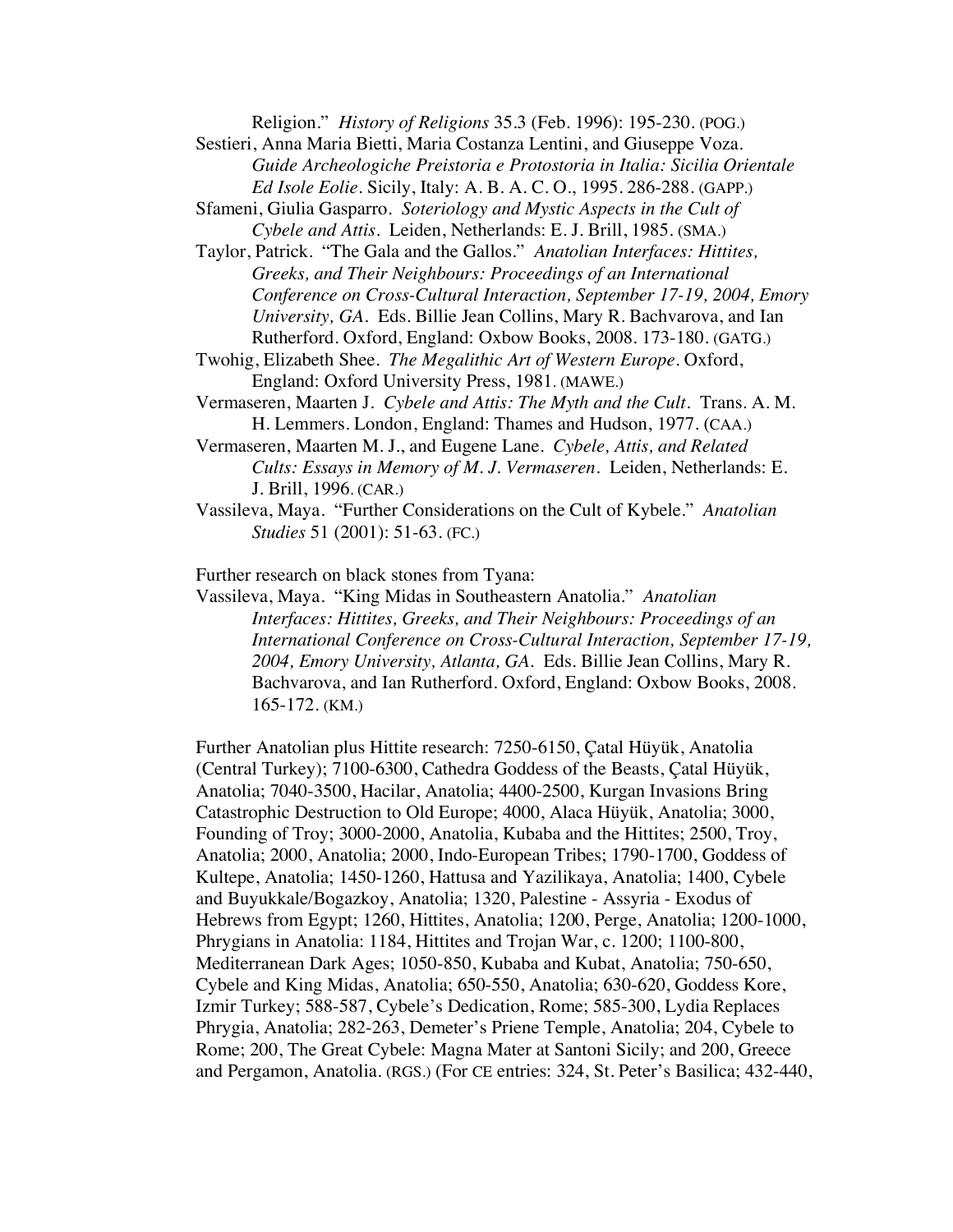Religion." *History of Religions* 35.3 (Feb. 1996): 195-230. (POG.)

Sestieri, Anna Maria Bietti, Maria Costanza Lentini, and Giuseppe Voza. *Guide Archeologiche Preistoria e Protostoria in Italia: Sicilia Orientale Ed Isole Eolie*. Sicily, Italy: A. B. A. C. O., 1995. 286-288. (GAPP.)

Sfameni, Giulia Gasparro. *Soteriology and Mystic Aspects in the Cult of Cybele and Attis*. Leiden, Netherlands: E. J. Brill, 1985. (SMA.)

Taylor, Patrick. "The Gala and the Gallos." *Anatolian Interfaces: Hittites, Greeks, and Their Neighbours: Proceedings of an International Conference on Cross-Cultural Interaction, September 17-19, 2004, Emory University, GA*. Eds. Billie Jean Collins, Mary R. Bachvarova, and Ian Rutherford. Oxford, England: Oxbow Books, 2008. 173-180. (GATG.)

Twohig, Elizabeth Shee. *The Megalithic Art of Western Europe*. Oxford, England: Oxford University Press, 1981. (MAWE.)

Vermaseren, Maarten J. *Cybele and Attis: The Myth and the Cult*. Trans. A. M. H. Lemmers. London, England: Thames and Hudson, 1977. (CAA.)

Vermaseren, Maarten M. J., and Eugene Lane. *Cybele, Attis, and Related Cults: Essays in Memory of M. J. Vermaseren*. Leiden, Netherlands: E. J. Brill, 1996. (CAR.)

Vassileva, Maya. "Further Considerations on the Cult of Kybele." *Anatolian Studies* 51 (2001): 51-63. (FC.)

Further research on black stones from Tyana:

Vassileva, Maya. "King Midas in Southeastern Anatolia." *Anatolian Interfaces: Hittites, Greeks, and Their Neighbours: Proceedings of an International Conference on Cross-Cultural Interaction, September 17-19, 2004, Emory University, Atlanta, GA*. Eds. Billie Jean Collins, Mary R. Bachvarova, and Ian Rutherford. Oxford, England: Oxbow Books, 2008. 165-172. (KM.)

Further Anatolian plus Hittite research: 7250-6150, Çatal Hüyük, Anatolia (Central Turkey); 7100-6300, Cathedra Goddess of the Beasts, Çatal Hüyük, Anatolia; 7040-3500, Hacilar, Anatolia; 4400-2500, Kurgan Invasions Bring Catastrophic Destruction to Old Europe; 4000, Alaca Hüyük, Anatolia; 3000, Founding of Troy; 3000-2000, Anatolia, Kubaba and the Hittites; 2500, Troy, Anatolia; 2000, Anatolia; 2000, Indo-European Tribes; 1790-1700, Goddess of Kultepe, Anatolia; 1450-1260, Hattusa and Yazilikaya, Anatolia; 1400, Cybele and Buyukkale/Bogazkoy, Anatolia; 1320, Palestine - Assyria - Exodus of Hebrews from Egypt; 1260, Hittites, Anatolia; 1200, Perge, Anatolia; 1200-1000, Phrygians in Anatolia: 1184, Hittites and Trojan War, c. 1200; 1100-800, Mediterranean Dark Ages; 1050-850, Kubaba and Kubat, Anatolia; 750-650, Cybele and King Midas, Anatolia; 650-550, Anatolia; 630-620, Goddess Kore, Izmir Turkey; 588-587, Cybele's Dedication, Rome; 585-300, Lydia Replaces Phrygia, Anatolia; 282-263, Demeter's Priene Temple, Anatolia; 204, Cybele to Rome; 200, The Great Cybele: Magna Mater at Santoni Sicily; and 200, Greece and Pergamon, Anatolia. (RGS.) (For CE entries: 324, St. Peter's Basilica; 432-440,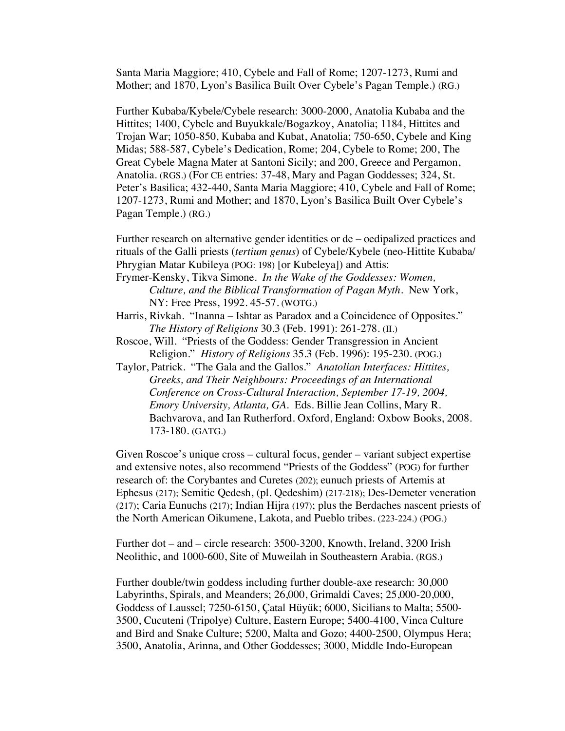Santa Maria Maggiore; 410, Cybele and Fall of Rome; 1207-1273, Rumi and Mother; and 1870, Lyon's Basilica Built Over Cybele's Pagan Temple.) (RG.)

Further Kubaba/Kybele/Cybele research: 3000-2000, Anatolia Kubaba and the Hittites; 1400, Cybele and Buyukkale/Bogazkoy, Anatolia; 1184, Hittites and Trojan War; 1050-850, Kubaba and Kubat, Anatolia; 750-650, Cybele and King Midas; 588-587, Cybele's Dedication, Rome; 204, Cybele to Rome; 200, The Great Cybele Magna Mater at Santoni Sicily; and 200, Greece and Pergamon, Anatolia. (RGS.) (For CE entries: 37-48, Mary and Pagan Goddesses; 324, St. Peter's Basilica; 432-440, Santa Maria Maggiore; 410, Cybele and Fall of Rome; 1207-1273, Rumi and Mother; and 1870, Lyon's Basilica Built Over Cybele's Pagan Temple.) (RG.)

Further research on alternative gender identities or de – oedipalized practices and rituals of the Galli priests (*tertium genus*) of Cybele/Kybele (neo-Hittite Kubaba/ Phrygian Matar Kubileya (POG: 198) [or Kubeleya]) and Attis:

Frymer-Kensky, Tikva Simone. *In the Wake of the Goddesses: Women, Culture, and the Biblical Transformation of Pagan Myth*. New York, NY: Free Press, 1992. 45-57. (WOTG.)

Harris, Rivkah. "Inanna – Ishtar as Paradox and a Coincidence of Opposites." *The History of Religions* 30.3 (Feb. 1991): 261-278. (II.)

Roscoe, Will. "Priests of the Goddess: Gender Transgression in Ancient Religion." *History of Religions* 35.3 (Feb. 1996): 195-230. (POG.)

Taylor, Patrick. "The Gala and the Gallos." *Anatolian Interfaces: Hittites, Greeks, and Their Neighbours: Proceedings of an International Conference on Cross-Cultural Interaction, September 17-19, 2004, Emory University, Atlanta, GA*. Eds. Billie Jean Collins, Mary R. Bachvarova, and Ian Rutherford. Oxford, England: Oxbow Books, 2008. 173-180. (GATG.)

Given Roscoe's unique cross – cultural focus, gender – variant subject expertise and extensive notes, also recommend "Priests of the Goddess" (POG) for further research of: the Corybantes and Curetes (202); eunuch priests of Artemis at Ephesus (217); Semitic Qedesh, (pl. Qedeshim) (217-218); Des-Demeter veneration (217); Caria Eunuchs (217); Indian Hijra (197); plus the Berdaches nascent priests of the North American Oikumene, Lakota, and Pueblo tribes. (223-224.) (POG.)

Further dot – and – circle research: 3500-3200, Knowth, Ireland, 3200 Irish Neolithic, and 1000-600, Site of Muweilah in Southeastern Arabia. (RGS.)

Further double/twin goddess including further double-axe research: 30,000 Labyrinths, Spirals, and Meanders; 26,000, Grimaldi Caves; 25,000-20,000, Goddess of Laussel; 7250-6150, Çatal Hüyük; 6000, Sicilians to Malta; 5500-3500, Cucuteni (Tripolye) Culture, Eastern Europe; 5400-4100, Vinca Culture and Bird and Snake Culture; 5200, Malta and Gozo; 4400-2500, Olympus Hera; 3500, Anatolia, Arinna, and Other Goddesses; 3000, Middle Indo-European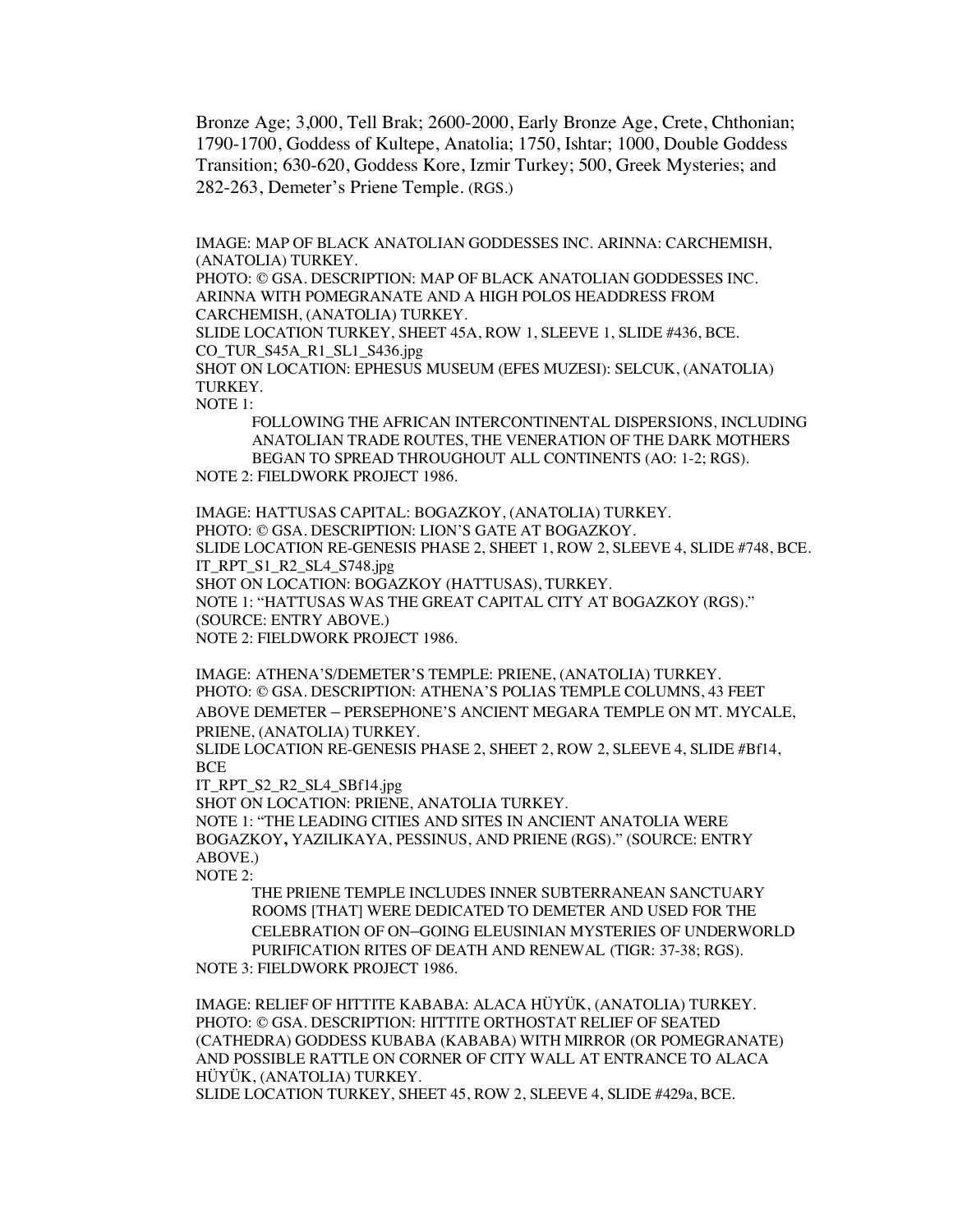Bronze Age; 3,000, Tell Brak; 2600-2000, Early Bronze Age, Crete, Chthonian; 1790-1700, Goddess of Kultepe, Anatolia; 1750, Ishtar; 1000, Double Goddess Transition; 630-620, Goddess Kore, Izmir Turkey; 500, Greek Mysteries; and 282-263, Demeter's Priene Temple. (RGS.)

IMAGE: MAP OF BLACK ANATOLIAN GODDESSES INC. ARINNA: CARCHEMISH, (ANATOLIA) TURKEY.
PHOTO: © GSA. DESCRIPTION: MAP OF BLACK ANATOLIAN GODDESSES INC. ARINNA WITH POMEGRANATE AND A HIGH POLOS HEADDRESS FROM CARCHEMISH, (ANATOLIA) TURKEY.
SLIDE LOCATION TURKEY, SHEET 45A, ROW 1, SLEEVE 1, SLIDE #436, BCE.
CO_TUR_S45A_R1_SL1_S436.jpg
SHOT ON LOCATION: EPHESUS MUSEUM (EFES MUZESI): SELCUK, (ANATOLIA) TURKEY.
NOTE 1:

> FOLLOWING THE AFRICAN INTERCONTINENTAL DISPERSIONS, INCLUDING ANATOLIAN TRADE ROUTES, THE VENERATION OF THE DARK MOTHERS BEGAN TO SPREAD THROUGHOUT ALL CONTINENTS (AO: 1-2; RGS).

NOTE 2: FIELDWORK PROJECT 1986.

IMAGE: HATTUSAS CAPITAL: BOGAZKOY, (ANATOLIA) TURKEY.
PHOTO: © GSA. DESCRIPTION: LION'S GATE AT BOGAZKOY.
SLIDE LOCATION RE-GENESIS PHASE 2, SHEET 1, ROW 2, SLEEVE 4, SLIDE #748, BCE.
IT_RPT_S1_R2_SL4_S748.jpg
SHOT ON LOCATION: BOGAZKOY (HATTUSAS), TURKEY.
NOTE 1: "HATTUSAS WAS THE GREAT CAPITAL CITY AT BOGAZKOY (RGS)." (SOURCE: ENTRY ABOVE.)
NOTE 2: FIELDWORK PROJECT 1986.

IMAGE: ATHENA'S/DEMETER'S TEMPLE: PRIENE, (ANATOLIA) TURKEY.
PHOTO: © GSA. DESCRIPTION: ATHENA'S POLIAS TEMPLE COLUMNS, 43 FEET ABOVE DEMETER – PERSEPHONE'S ANCIENT MEGARA TEMPLE ON MT. MYCALE, PRIENE, (ANATOLIA) TURKEY.
SLIDE LOCATION RE-GENESIS PHASE 2, SHEET 2, ROW 2, SLEEVE 4, SLIDE #Bf14, BCE
IT_RPT_S2_R2_SL4_SBf14.jpg
SHOT ON LOCATION: PRIENE, ANATOLIA TURKEY.
NOTE 1: "THE LEADING CITIES AND SITES IN ANCIENT ANATOLIA WERE BOGAZKOY, YAZILIKAYA, PESSINUS, AND PRIENE (RGS)." (SOURCE: ENTRY ABOVE.)
NOTE 2:

> THE PRIENE TEMPLE INCLUDES INNER SUBTERRANEAN SANCTUARY ROOMS [THAT] WERE DEDICATED TO DEMETER AND USED FOR THE CELEBRATION OF ON–GOING ELEUSINIAN MYSTERIES OF UNDERWORLD PURIFICATION RITES OF DEATH AND RENEWAL (TIGR: 37-38; RGS).

NOTE 3: FIELDWORK PROJECT 1986.

IMAGE: RELIEF OF HITTITE KABABA: ALACA HÜYÜK, (ANATOLIA) TURKEY.
PHOTO: © GSA. DESCRIPTION: HITTITE ORTHOSTAT RELIEF OF SEATED (CATHEDRA) GODDESS KUBABA (KABABA) WITH MIRROR (OR POMEGRANATE) AND POSSIBLE RATTLE ON CORNER OF CITY WALL AT ENTRANCE TO ALACA HÜYÜK, (ANATOLIA) TURKEY.
SLIDE LOCATION TURKEY, SHEET 45, ROW 2, SLEEVE 4, SLIDE #429a, BCE.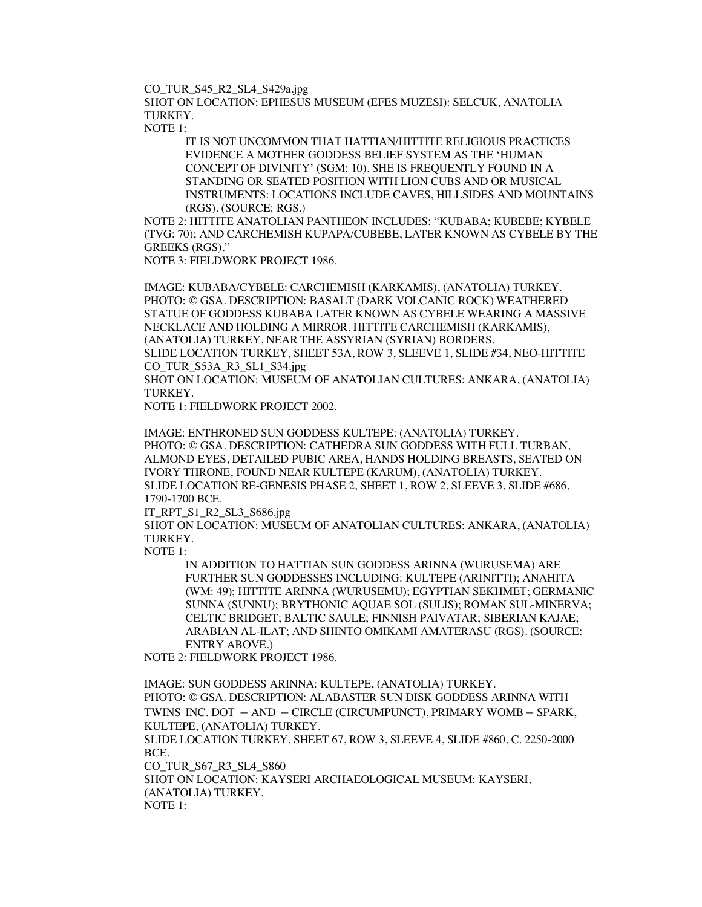CO_TUR_S45_R2_SL4_S429a.jpg

SHOT ON LOCATION: EPHESUS MUSEUM (EFES MUZESI): SELCUK, ANATOLIA TURKEY.

NOTE 1:

> IT IS NOT UNCOMMON THAT HATTIAN/HITTITE RELIGIOUS PRACTICES EVIDENCE A MOTHER GODDESS BELIEF SYSTEM AS THE 'HUMAN CONCEPT OF DIVINITY' (SGM: 10). SHE IS FREQUENTLY FOUND IN A STANDING OR SEATED POSITION WITH LION CUBS AND OR MUSICAL INSTRUMENTS: LOCATIONS INCLUDE CAVES, HILLSIDES AND MOUNTAINS (RGS). (SOURCE: RGS.)

NOTE 2: HITTITE ANATOLIAN PANTHEON INCLUDES: "KUBABA; KUBEBE; KYBELE (TVG: 70); AND CARCHEMISH KUPAPA/CUBEBE, LATER KNOWN AS CYBELE BY THE GREEKS (RGS)."

NOTE 3: FIELDWORK PROJECT 1986.

IMAGE: KUBABA/CYBELE: CARCHEMISH (KARKAMIS), (ANATOLIA) TURKEY.

PHOTO: © GSA. DESCRIPTION: BASALT (DARK VOLCANIC ROCK) WEATHERED STATUE OF GODDESS KUBABA LATER KNOWN AS CYBELE WEARING A MASSIVE NECKLACE AND HOLDING A MIRROR. HITTITE CARCHEMISH (KARKAMIS), (ANATOLIA) TURKEY, NEAR THE ASSYRIAN (SYRIAN) BORDERS.

SLIDE LOCATION TURKEY, SHEET 53A, ROW 3, SLEEVE 1, SLIDE #34, NEO-HITTITE

CO_TUR_S53A_R3_SL1_S34.jpg

SHOT ON LOCATION: MUSEUM OF ANATOLIAN CULTURES: ANKARA, (ANATOLIA) TURKEY.

NOTE 1: FIELDWORK PROJECT 2002.

IMAGE: ENTHRONED SUN GODDESS KULTEPE: (ANATOLIA) TURKEY.

PHOTO: © GSA. DESCRIPTION: CATHEDRA SUN GODDESS WITH FULL TURBAN, ALMOND EYES, DETAILED PUBIC AREA, HANDS HOLDING BREASTS, SEATED ON IVORY THRONE, FOUND NEAR KULTEPE (KARUM), (ANATOLIA) TURKEY.

SLIDE LOCATION RE-GENESIS PHASE 2, SHEET 1, ROW 2, SLEEVE 3, SLIDE #686, 1790-1700 BCE.

IT_RPT_S1_R2_SL3_S686.jpg

SHOT ON LOCATION: MUSEUM OF ANATOLIAN CULTURES: ANKARA, (ANATOLIA) TURKEY.

NOTE 1:

> IN ADDITION TO HATTIAN SUN GODDESS ARINNA (WURUSEMA) ARE FURTHER SUN GODDESSES INCLUDING: KULTEPE (ARINITTI); ANAHITA (WM: 49); HITTITE ARINNA (WURUSEMU); EGYPTIAN SEKHMET; GERMANIC SUNNA (SUNNU); BRYTHONIC AQUAE SOL (SULIS); ROMAN SUL-MINERVA; CELTIC BRIDGET; BALTIC SAULE; FINNISH PAIVATAR; SIBERIAN KAJAE; ARABIAN AL-ILAT; AND SHINTO OMIKAMI AMATERASU (RGS). (SOURCE: ENTRY ABOVE.)

NOTE 2: FIELDWORK PROJECT 1986.

IMAGE: SUN GODDESS ARINNA: KULTEPE, (ANATOLIA) TURKEY.

PHOTO: © GSA. DESCRIPTION: ALABASTER SUN DISK GODDESS ARINNA WITH TWINS INC. DOT – AND – CIRCLE (CIRCUMPUNCT), PRIMARY WOMB – SPARK, KULTEPE, (ANATOLIA) TURKEY.

SLIDE LOCATION TURKEY, SHEET 67, ROW 3, SLEEVE 4, SLIDE #860, C. 2250-2000 BCE.

CO_TUR_S67_R3_SL4_S860

SHOT ON LOCATION: KAYSERI ARCHAEOLOGICAL MUSEUM: KAYSERI, (ANATOLIA) TURKEY.

NOTE 1: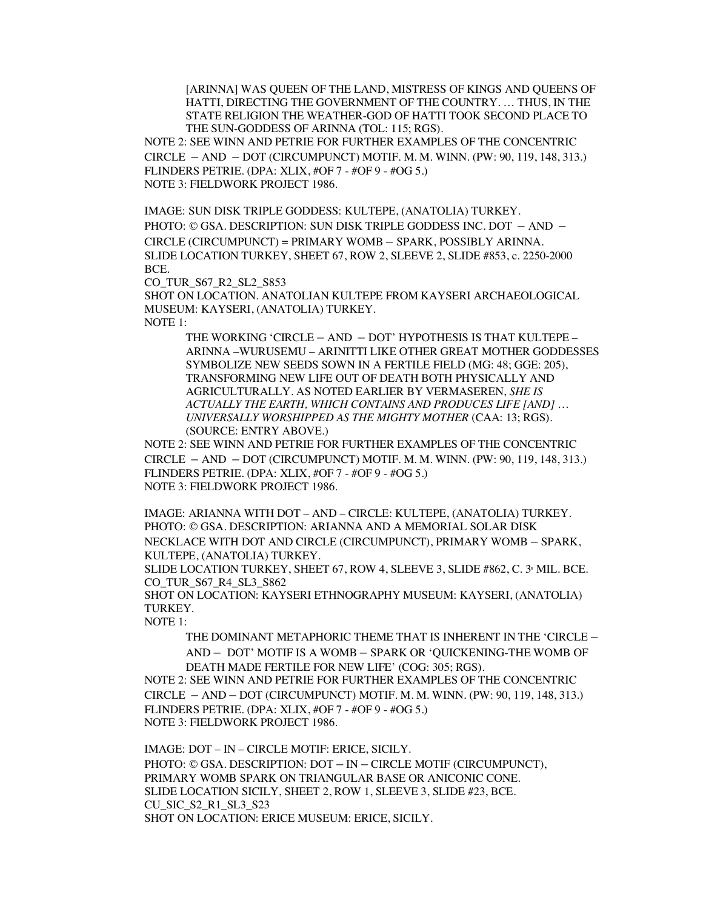> [ARINNA] WAS QUEEN OF THE LAND, MISTRESS OF KINGS AND QUEENS OF HATTI, DIRECTING THE GOVERNMENT OF THE COUNTRY. … THUS, IN THE STATE RELIGION THE WEATHER-GOD OF HATTI TOOK SECOND PLACE TO THE SUN-GODDESS OF ARINNA (TOL: 115; RGS).

NOTE 2: SEE WINN AND PETRIE FOR FURTHER EXAMPLES OF THE CONCENTRIC CIRCLE – AND – DOT (CIRCUMPUNCT) MOTIF. M. M. WINN. (PW: 90, 119, 148, 313.) FLINDERS PETRIE. (DPA: XLIX, #OF 7 - #OF 9 - #OG 5.)
NOTE 3: FIELDWORK PROJECT 1986.

IMAGE: SUN DISK TRIPLE GODDESS: KULTEPE, (ANATOLIA) TURKEY.
PHOTO: © GSA. DESCRIPTION: SUN DISK TRIPLE GODDESS INC. DOT – AND – CIRCLE (CIRCUMPUNCT) = PRIMARY WOMB – SPARK, POSSIBLY ARINNA.
SLIDE LOCATION TURKEY, SHEET 67, ROW 2, SLEEVE 2, SLIDE #853, c. 2250-2000 BCE.
CO_TUR_S67_R2_SL2_S853
SHOT ON LOCATION. ANATOLIAN KULTEPE FROM KAYSERI ARCHAEOLOGICAL MUSEUM: KAYSERI, (ANATOLIA) TURKEY.
NOTE 1:

> THE WORKING 'CIRCLE – AND – DOT' HYPOTHESIS IS THAT KULTEPE – ARINNA –WURUSEMU – ARINITTI LIKE OTHER GREAT MOTHER GODDESSES SYMBOLIZE NEW SEEDS SOWN IN A FERTILE FIELD (MG: 48; GGE: 205), TRANSFORMING NEW LIFE OUT OF DEATH BOTH PHYSICALLY AND AGRICULTURALLY. AS NOTED EARLIER BY VERMASEREN, *SHE IS ACTUALLY THE EARTH, WHICH CONTAINS AND PRODUCES LIFE [AND] … UNIVERSALLY WORSHIPPED AS THE MIGHTY MOTHER* (CAA: 13; RGS). (SOURCE: ENTRY ABOVE.)

NOTE 2: SEE WINN AND PETRIE FOR FURTHER EXAMPLES OF THE CONCENTRIC CIRCLE – AND – DOT (CIRCUMPUNCT) MOTIF. M. M. WINN. (PW: 90, 119, 148, 313.) FLINDERS PETRIE. (DPA: XLIX, #OF 7 - #OF 9 - #OG 5.)
NOTE 3: FIELDWORK PROJECT 1986.

IMAGE: ARIANNA WITH DOT – AND – CIRCLE: KULTEPE, (ANATOLIA) TURKEY.
PHOTO: © GSA. DESCRIPTION: ARIANNA AND A MEMORIAL SOLAR DISK NECKLACE WITH DOT AND CIRCLE (CIRCUMPUNCT), PRIMARY WOMB – SPARK, KULTEPE, (ANATOLIA) TURKEY.
SLIDE LOCATION TURKEY, SHEET 67, ROW 4, SLEEVE 3, SLIDE #862, C. 3rd MIL. BCE.
CO_TUR_S67_R4_SL3_S862
SHOT ON LOCATION: KAYSERI ETHNOGRAPHY MUSEUM: KAYSERI, (ANATOLIA) TURKEY.
NOTE 1:

> THE DOMINANT METAPHORIC THEME THAT IS INHERENT IN THE 'CIRCLE – AND – DOT' MOTIF IS A WOMB – SPARK OR 'QUICKENING-THE WOMB OF DEATH MADE FERTILE FOR NEW LIFE' (COG: 305; RGS).

NOTE 2: SEE WINN AND PETRIE FOR FURTHER EXAMPLES OF THE CONCENTRIC CIRCLE – AND – DOT (CIRCUMPUNCT) MOTIF. M. M. WINN. (PW: 90, 119, 148, 313.) FLINDERS PETRIE. (DPA: XLIX, #OF 7 - #OF 9 - #OG 5.)
NOTE 3: FIELDWORK PROJECT 1986.

IMAGE: DOT – IN – CIRCLE MOTIF: ERICE, SICILY.
PHOTO: © GSA. DESCRIPTION: DOT – IN – CIRCLE MOTIF (CIRCUMPUNCT), PRIMARY WOMB SPARK ON TRIANGULAR BASE OR ANICONIC CONE.
SLIDE LOCATION SICILY, SHEET 2, ROW 1, SLEEVE 3, SLIDE #23, BCE.
CU_SIC_S2_R1_SL3_S23
SHOT ON LOCATION: ERICE MUSEUM: ERICE, SICILY.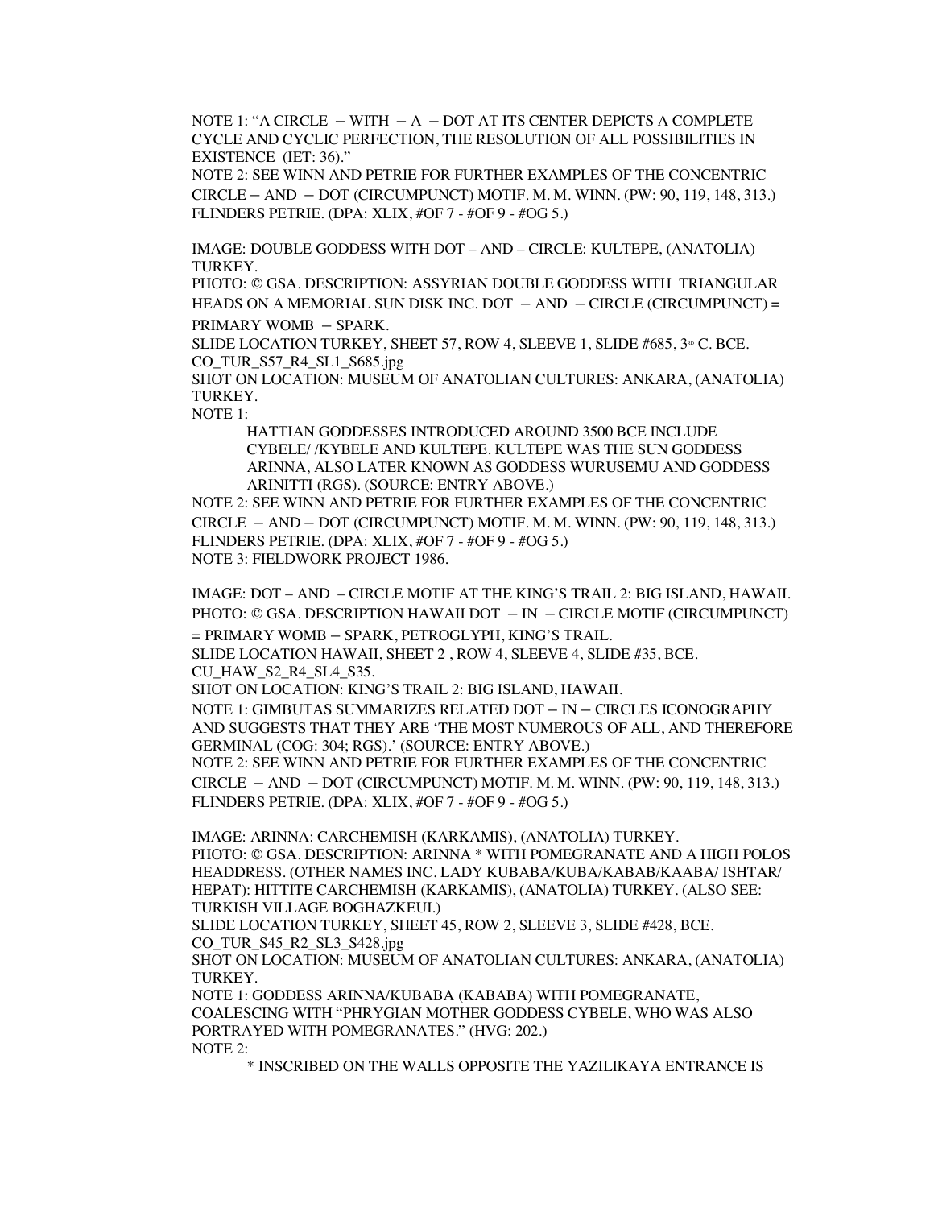NOTE 1: "A CIRCLE – WITH – A – DOT AT ITS CENTER DEPICTS A COMPLETE CYCLE AND CYCLIC PERFECTION, THE RESOLUTION OF ALL POSSIBILITIES IN EXISTENCE (IET: 36)."
NOTE 2: SEE WINN AND PETRIE FOR FURTHER EXAMPLES OF THE CONCENTRIC CIRCLE – AND – DOT (CIRCUMPUNCT) MOTIF. M. M. WINN. (PW: 90, 119, 148, 313.) FLINDERS PETRIE. (DPA: XLIX, #OF 7 - #OF 9 - #OG 5.)

IMAGE: DOUBLE GODDESS WITH DOT – AND – CIRCLE: KULTEPE, (ANATOLIA) TURKEY.
PHOTO: © GSA. DESCRIPTION: ASSYRIAN DOUBLE GODDESS WITH TRIANGULAR HEADS ON A MEMORIAL SUN DISK INC. DOT – AND – CIRCLE (CIRCUMPUNCT) = PRIMARY WOMB – SPARK.
SLIDE LOCATION TURKEY, SHEET 57, ROW 4, SLEEVE 1, SLIDE #685, 3RD C. BCE.
CO_TUR_S57_R4_SL1_S685.jpg
SHOT ON LOCATION: MUSEUM OF ANATOLIAN CULTURES: ANKARA, (ANATOLIA) TURKEY.
NOTE 1:

> HATTIAN GODDESSES INTRODUCED AROUND 3500 BCE INCLUDE CYBELE/ /KYBELE AND KULTEPE. KULTEPE WAS THE SUN GODDESS ARINNA, ALSO LATER KNOWN AS GODDESS WURUSEMU AND GODDESS ARINITTI (RGS). (SOURCE: ENTRY ABOVE.)

NOTE 2: SEE WINN AND PETRIE FOR FURTHER EXAMPLES OF THE CONCENTRIC CIRCLE – AND – DOT (CIRCUMPUNCT) MOTIF. M. M. WINN. (PW: 90, 119, 148, 313.) FLINDERS PETRIE. (DPA: XLIX, #OF 7 - #OF 9 - #OG 5.)
NOTE 3: FIELDWORK PROJECT 1986.

IMAGE: DOT – AND – CIRCLE MOTIF AT THE KING'S TRAIL 2: BIG ISLAND, HAWAII.
PHOTO: © GSA. DESCRIPTION HAWAII DOT – IN – CIRCLE MOTIF (CIRCUMPUNCT) = PRIMARY WOMB – SPARK, PETROGLYPH, KING'S TRAIL.
SLIDE LOCATION HAWAII, SHEET 2 , ROW 4, SLEEVE 4, SLIDE #35, BCE.
CU_HAW_S2_R4_SL4_S35.
SHOT ON LOCATION: KING'S TRAIL 2: BIG ISLAND, HAWAII.
NOTE 1: GIMBUTAS SUMMARIZES RELATED DOT – IN – CIRCLES ICONOGRAPHY AND SUGGESTS THAT THEY ARE 'THE MOST NUMEROUS OF ALL, AND THEREFORE GERMINAL (COG: 304; RGS).' (SOURCE: ENTRY ABOVE.)
NOTE 2: SEE WINN AND PETRIE FOR FURTHER EXAMPLES OF THE CONCENTRIC CIRCLE – AND – DOT (CIRCUMPUNCT) MOTIF. M. M. WINN. (PW: 90, 119, 148, 313.) FLINDERS PETRIE. (DPA: XLIX, #OF 7 - #OF 9 - #OG 5.)

IMAGE: ARINNA: CARCHEMISH (KARKAMIS), (ANATOLIA) TURKEY.
PHOTO: © GSA. DESCRIPTION: ARINNA * WITH POMEGRANATE AND A HIGH POLOS HEADDRESS. (OTHER NAMES INC. LADY KUBABA/KUBA/KABAB/KAABA/ ISHTAR/ HEPAT): HITTITE CARCHEMISH (KARKAMIS), (ANATOLIA) TURKEY. (ALSO SEE: TURKISH VILLAGE BOGHAZKEUI.)
SLIDE LOCATION TURKEY, SHEET 45, ROW 2, SLEEVE 3, SLIDE #428, BCE.
CO_TUR_S45_R2_SL3_S428.jpg
SHOT ON LOCATION: MUSEUM OF ANATOLIAN CULTURES: ANKARA, (ANATOLIA) TURKEY.
NOTE 1: GODDESS ARINNA/KUBABA (KABABA) WITH POMEGRANATE, COALESCING WITH "PHRYGIAN MOTHER GODDESS CYBELE, WHO WAS ALSO PORTRAYED WITH POMEGRANATES." (HVG: 202.)
NOTE 2:

> * INSCRIBED ON THE WALLS OPPOSITE THE YAZILIKAYA ENTRANCE IS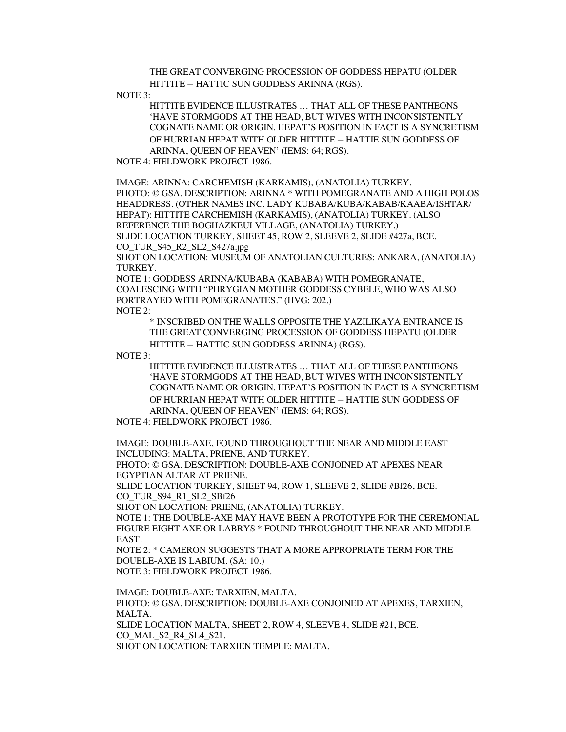THE GREAT CONVERGING PROCESSION OF GODDESS HEPATU (OLDER HITTITE – HATTIC SUN GODDESS ARINNA (RGS).

NOTE 3:

HITTITE EVIDENCE ILLUSTRATES … THAT ALL OF THESE PANTHEONS 'HAVE STORMGODS AT THE HEAD, BUT WIVES WITH INCONSISTENTLY COGNATE NAME OR ORIGIN. HEPAT'S POSITION IN FACT IS A SYNCRETISM OF HURRIAN HEPAT WITH OLDER HITTITE – HATTIE SUN GODDESS OF ARINNA, QUEEN OF HEAVEN' (IEMS: 64; RGS).

NOTE 4: FIELDWORK PROJECT 1986.

IMAGE: ARINNA: CARCHEMISH (KARKAMIS), (ANATOLIA) TURKEY.
PHOTO: © GSA. DESCRIPTION: ARINNA * WITH POMEGRANATE AND A HIGH POLOS HEADDRESS. (OTHER NAMES INC. LADY KUBABA/KUBA/KABAB/KAABA/ISHTAR/ HEPAT): HITTITE CARCHEMISH (KARKAMIS), (ANATOLIA) TURKEY. (ALSO REFERENCE THE BOGHAZKEUI VILLAGE, (ANATOLIA) TURKEY.)
SLIDE LOCATION TURKEY, SHEET 45, ROW 2, SLEEVE 2, SLIDE #427a, BCE.
CO_TUR_S45_R2_SL2_S427a.jpeg
SHOT ON LOCATION: MUSEUM OF ANATOLIAN CULTURES: ANKARA, (ANATOLIA) TURKEY.
NOTE 1: GODDESS ARINNA/KUBABA (KABABA) WITH POMEGRANATE, COALESCING WITH "PHRYGIAN MOTHER GODDESS CYBELE, WHO WAS ALSO PORTRAYED WITH POMEGRANATES." (HVG: 202.)
NOTE 2:

* INSCRIBED ON THE WALLS OPPOSITE THE YAZILIKAYA ENTRANCE IS THE GREAT CONVERGING PROCESSION OF GODDESS HEPATU (OLDER HITTITE – HATTIC SUN GODDESS ARINNA) (RGS).

NOTE 3:

HITTITE EVIDENCE ILLUSTRATES … THAT ALL OF THESE PANTHEONS 'HAVE STORMGODS AT THE HEAD, BUT WIVES WITH INCONSISTENTLY COGNATE NAME OR ORIGIN. HEPAT'S POSITION IN FACT IS A SYNCRETISM OF HURRIAN HEPAT WITH OLDER HITTITE – HATTIE SUN GODDESS OF ARINNA, QUEEN OF HEAVEN' (IEMS: 64; RGS).

NOTE 4: FIELDWORK PROJECT 1986.

IMAGE: DOUBLE-AXE, FOUND THROUGHOUT THE NEAR AND MIDDLE EAST INCLUDING: MALTA, PRIENE, AND TURKEY.
PHOTO: © GSA. DESCRIPTION: DOUBLE-AXE CONJOINED AT APEXES NEAR EGYPTIAN ALTAR AT PRIENE.
SLIDE LOCATION TURKEY, SHEET 94, ROW 1, SLEEVE 2, SLIDE #Bf26, BCE.
CO_TUR_S94_R1_SL2_SBf26
SHOT ON LOCATION: PRIENE, (ANATOLIA) TURKEY.
NOTE 1: THE DOUBLE-AXE MAY HAVE BEEN A PROTOTYPE FOR THE CEREMONIAL FIGURE EIGHT AXE OR LABRYS * FOUND THROUGHOUT THE NEAR AND MIDDLE EAST.
NOTE 2: * CAMERON SUGGESTS THAT A MORE APPROPRIATE TERM FOR THE DOUBLE-AXE IS LABIUM. (SA: 10.)
NOTE 3: FIELDWORK PROJECT 1986.

IMAGE: DOUBLE-AXE: TARXIEN, MALTA.
PHOTO: © GSA. DESCRIPTION: DOUBLE-AXE CONJOINED AT APEXES, TARXIEN, MALTA.
SLIDE LOCATION MALTA, SHEET 2, ROW 4, SLEEVE 4, SLIDE #21, BCE.
CO_MAL_S2_R4_SL4_S21.
SHOT ON LOCATION: TARXIEN TEMPLE: MALTA.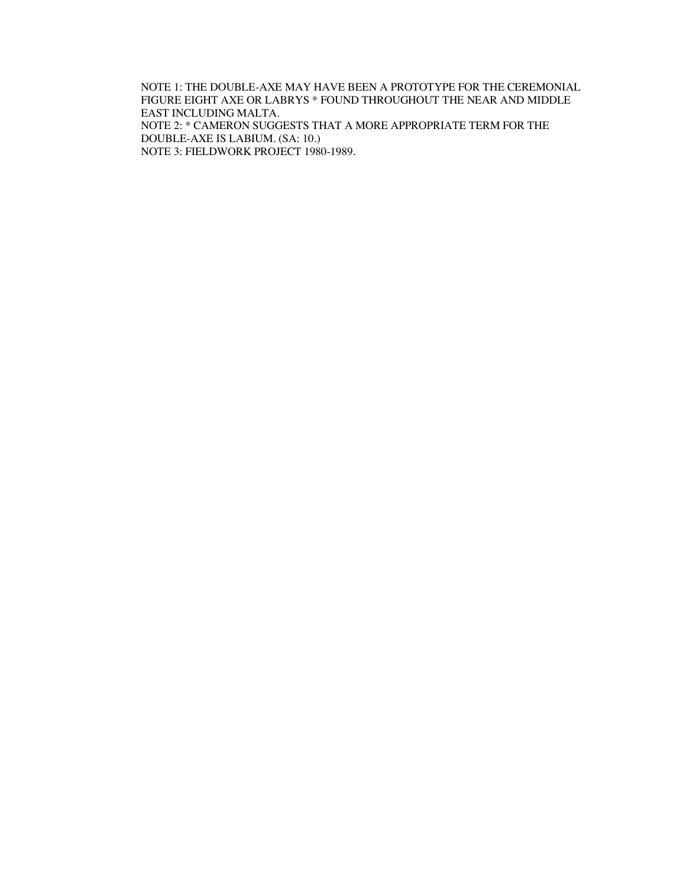NOTE 1: THE DOUBLE-AXE MAY HAVE BEEN A PROTOTYPE FOR THE CEREMONIAL FIGURE EIGHT AXE OR LABRYS * FOUND THROUGHOUT THE NEAR AND MIDDLE EAST INCLUDING MALTA.

NOTE 2: * CAMERON SUGGESTS THAT A MORE APPROPRIATE TERM FOR THE DOUBLE-AXE IS LABIUM. (SA: 10.)

NOTE 3: FIELDWORK PROJECT 1980-1989.